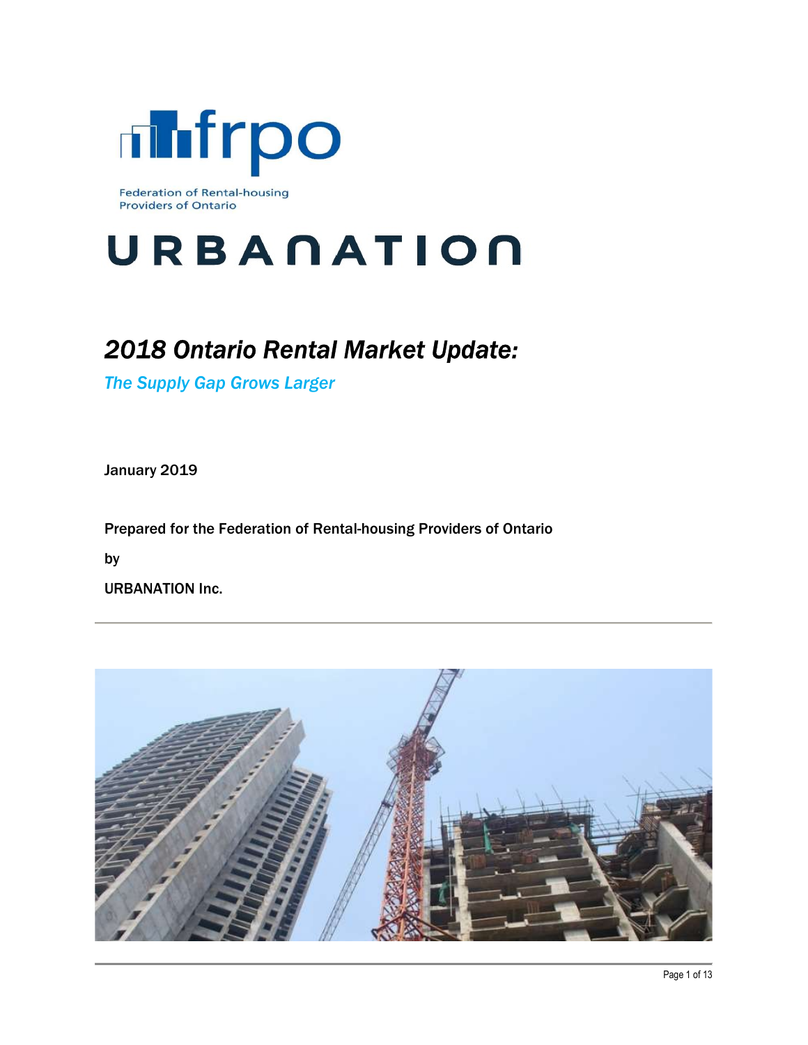frpo

Federation of Rental-housing Providers of Ontario

URBANATION

# *2018 Ontario Rental Market Update:*

*The Supply Gap Grows Larger*

January 2019

Prepared for the Federation of Rental-housing Providers of Ontario

by

URBANATION Inc.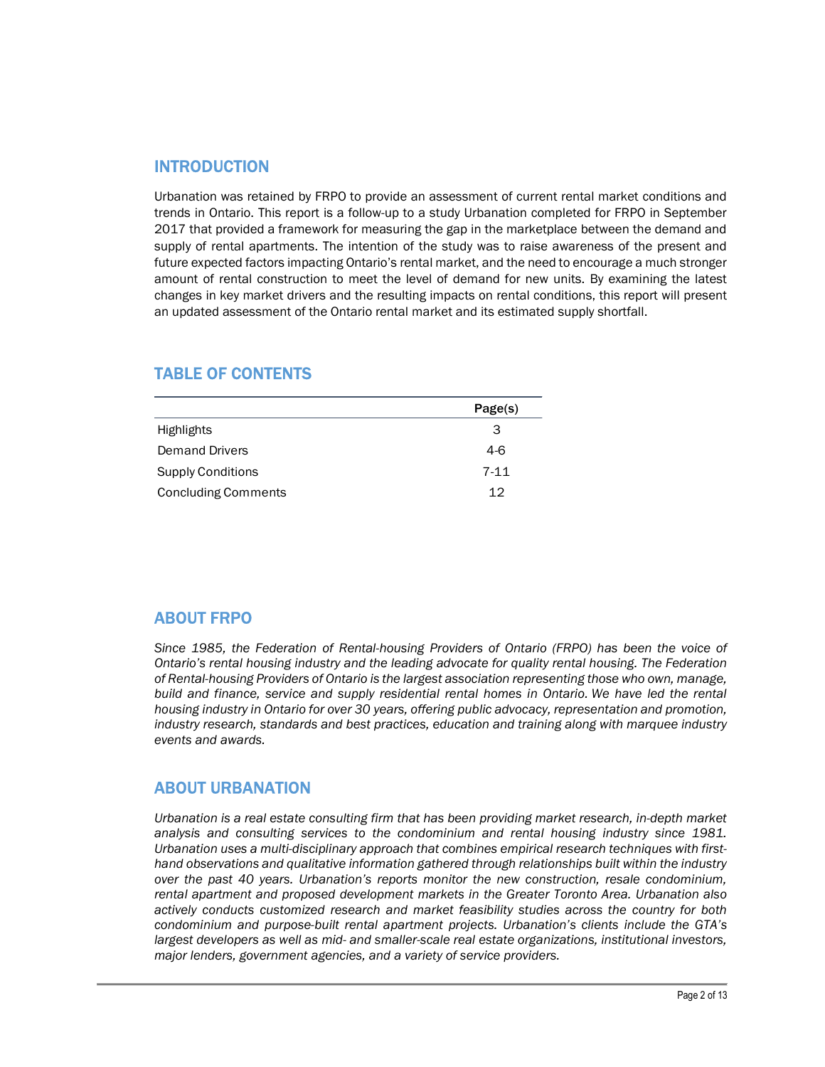## INTRODUCTION

Urbanation was retained by FRPO to provide an assessment of current rental market conditions and trends in Ontario. This report is a follow-up to a study Urbanation completed for FRPO in September 2017 that provided a framework for measuring the gap in the marketplace between the demand and supply of rental apartments. The intention of the study was to raise awareness of the present and future expected factors impacting Ontario's rental market, and the need to encourage a much stronger amount of rental construction to meet the level of demand for new units. By examining the latest changes in key market drivers and the resulting impacts on rental conditions, this report will present an updated assessment of the Ontario rental market and its estimated supply shortfall.

## TABLE OF CONTENTS

| | Page(s) |
|---|---|
| Highlights | 3 |
| Demand Drivers | 4-6 |
| Supply Conditions | 7-11 |
| Concluding Comments | 12 |

## ABOUT FRPO

*Since 1985, the Federation of Rental-housing Providers of Ontario (FRPO) has been the voice of Ontario's rental housing industry and the leading advocate for quality rental housing. The Federation of Rental-housing Providers of Ontario is the largest association representing those who own, manage, build and finance, service and supply residential rental homes in Ontario. We have led the rental housing industry in Ontario for over 30 years, offering public advocacy, representation and promotion, industry research, standards and best practices, education and training along with marquee industry events and awards.*

## ABOUT URBANATION

*Urbanation is a real estate consulting firm that has been providing market research, in-depth market analysis and consulting services to the condominium and rental housing industry since 1981. Urbanation uses a multi-disciplinary approach that combines empirical research techniques with first-hand observations and qualitative information gathered through relationships built within the industry over the past 40 years. Urbanation's reports monitor the new construction, resale condominium, rental apartment and proposed development markets in the Greater Toronto Area. Urbanation also actively conducts customized research and market feasibility studies across the country for both condominium and purpose-built rental apartment projects. Urbanation's clients include the GTA's largest developers as well as mid- and smaller-scale real estate organizations, institutional investors, major lenders, government agencies, and a variety of service providers.*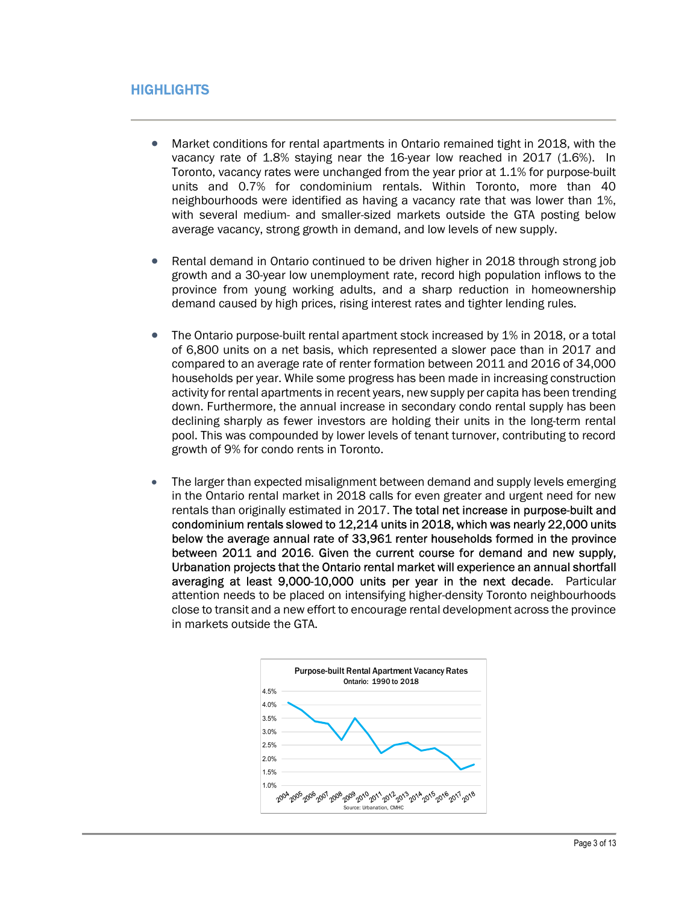## HIGHLIGHTS

- Market conditions for rental apartments in Ontario remained tight in 2018, with the vacancy rate of 1.8% staying near the 16-year low reached in 2017 (1.6%). In Toronto, vacancy rates were unchanged from the year prior at 1.1% for purpose-built units and 0.7% for condominium rentals. Within Toronto, more than 40 neighbourhoods were identified as having a vacancy rate that was lower than 1%, with several medium- and smaller-sized markets outside the GTA posting below average vacancy, strong growth in demand, and low levels of new supply.

- Rental demand in Ontario continued to be driven higher in 2018 through strong job growth and a 30-year low unemployment rate, record high population inflows to the province from young working adults, and a sharp reduction in homeownership demand caused by high prices, rising interest rates and tighter lending rules.

- The Ontario purpose-built rental apartment stock increased by 1% in 2018, or a total of 6,800 units on a net basis, which represented a slower pace than in 2017 and compared to an average rate of renter formation between 2011 and 2016 of 34,000 households per year. While some progress has been made in increasing construction activity for rental apartments in recent years, new supply per capita has been trending down. Furthermore, the annual increase in secondary condo rental supply has been declining sharply as fewer investors are holding their units in the long-term rental pool. This was compounded by lower levels of tenant turnover, contributing to record growth of 9% for condo rents in Toronto.

- The larger than expected misalignment between demand and supply levels emerging in the Ontario rental market in 2018 calls for even greater and urgent need for new rentals than originally estimated in 2017. **The total net increase in purpose-built and condominium rentals slowed to 12,214 units in 2018, which was nearly 22,000 units below the average annual rate of 33,961 renter households formed in the province between 2011 and 2016. Given the current course for demand and new supply, Urbanation projects that the Ontario rental market will experience an annual shortfall averaging at least 9,000-10,000 units per year in the next decade.** Particular attention needs to be placed on intensifying higher-density Toronto neighbourhoods close to transit and a new effort to encourage rental development across the province in markets outside the GTA.

**Purpose-built Rental Apartment Vacancy Rates**
**Ontario: 1990 to 2018**

| Year | Vacancy Rate |
|---|---|
| 2004 | 4.1% |
| 2005 | 3.8% |
| 2006 | 3.4% |
| 2007 | 3.3% |
| 2008 | 2.7% |
| 2009 | 3.5% |
| 2010 | 2.9% |
| 2011 | 2.2% |
| 2012 | 2.5% |
| 2013 | 2.6% |
| 2014 | 2.3% |
| 2015 | 2.4% |
| 2016 | 2.1% |
| 2017 | 1.6% |
| 2018 | 1.8% |

Source: Urbanation, CMHC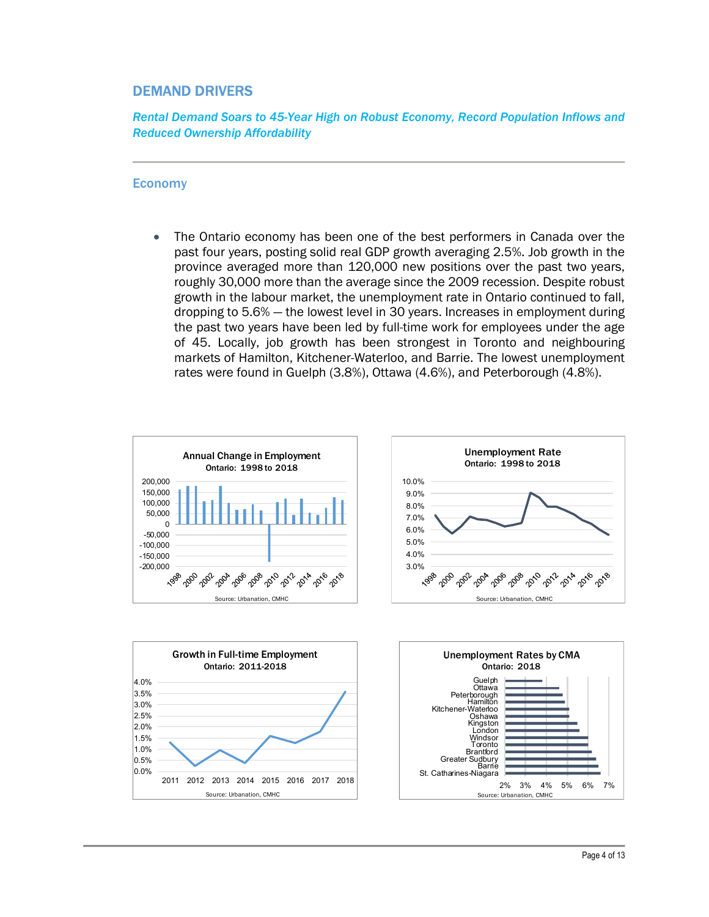## DEMAND DRIVERS

***Rental Demand Soars to 45-Year High on Robust Economy, Record Population Inflows and Reduced Ownership Affordability***

---

### Economy

- The Ontario economy has been one of the best performers in Canada over the past four years, posting solid real GDP growth averaging 2.5%. Job growth in the province averaged more than 120,000 new positions over the past two years, roughly 30,000 more than the average since the 2009 recession. Despite robust growth in the labour market, the unemployment rate in Ontario continued to fall, dropping to 5.6% — the lowest level in 30 years. Increases in employment during the past two years have been led by full-time work for employees under the age of 45. Locally, job growth has been strongest in Toronto and neighbouring markets of Hamilton, Kitchener-Waterloo, and Barrie. The lowest unemployment rates were found in Guelph (3.8%), Ottawa (4.6%), and Peterborough (4.8%).

**Annual Change in Employment**
Ontario: 1998 to 2018

Source: Urbanation, CMHC

**Unemployment Rate**
Ontario: 1998 to 2018

Source: Urbanation, CMHC

**Growth in Full-time Employment**
Ontario: 2011-2018

Source: Urbanation, CMHC

**Unemployment Rates by CMA**
Ontario: 2018

Source: Urbanation, CMHC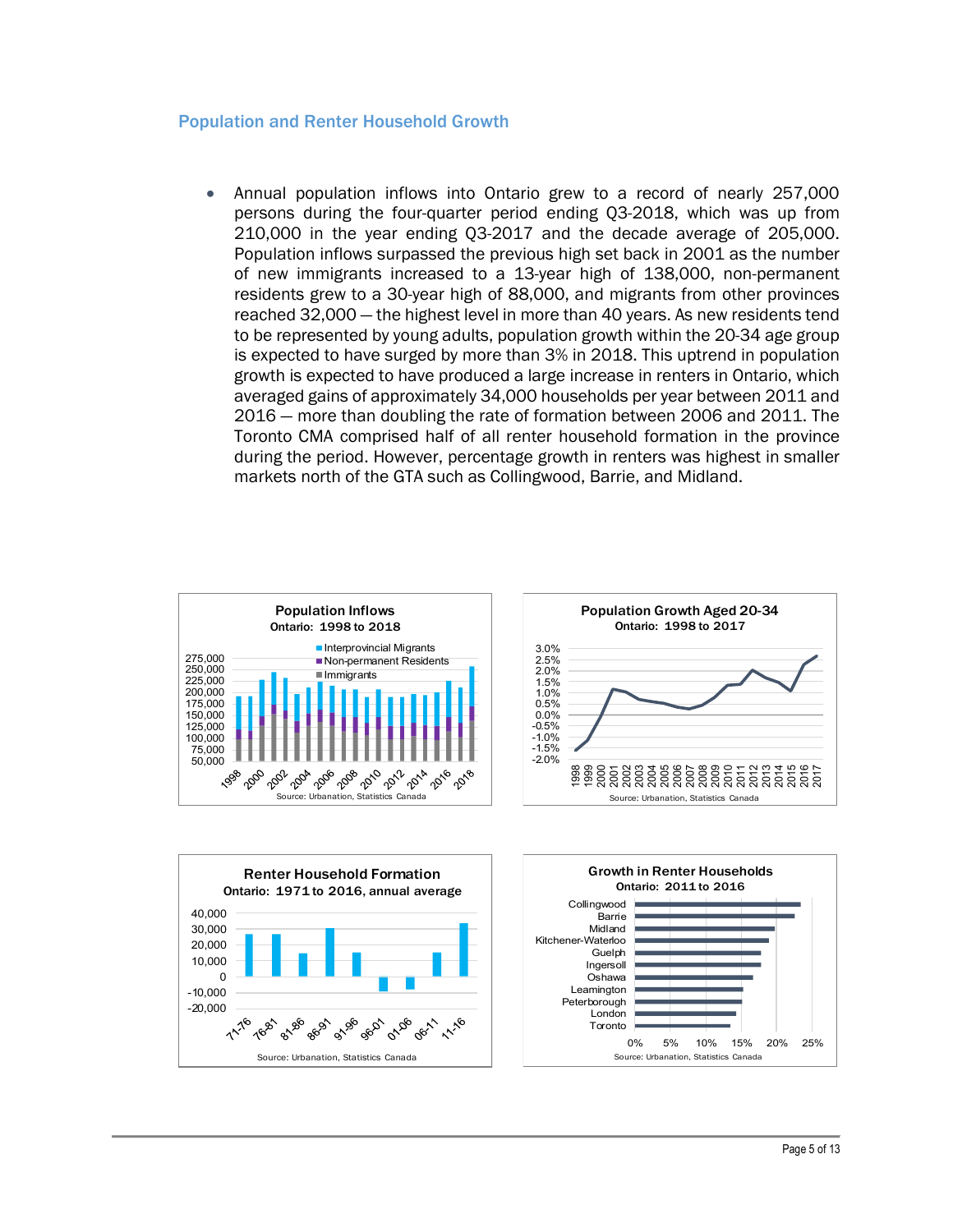## Population and Renter Household Growth

- Annual population inflows into Ontario grew to a record of nearly 257,000 persons during the four-quarter period ending Q3-2018, which was up from 210,000 in the year ending Q3-2017 and the decade average of 205,000. Population inflows surpassed the previous high set back in 2001 as the number of new immigrants increased to a 13-year high of 138,000, non-permanent residents grew to a 30-year high of 88,000, and migrants from other provinces reached 32,000 — the highest level in more than 40 years. As new residents tend to be represented by young adults, population growth within the 20-34 age group is expected to have surged by more than 3% in 2018. This uptrend in population growth is expected to have produced a large increase in renters in Ontario, which averaged gains of approximately 34,000 households per year between 2011 and 2016 — more than doubling the rate of formation between 2006 and 2011. The Toronto CMA comprised half of all renter household formation in the province during the period. However, percentage growth in renters was highest in smaller markets north of the GTA such as Collingwood, Barrie, and Midland.

**Population Inflows**
Ontario: 1998 to 2018
Source: Urbanation, Statistics Canada

**Population Growth Aged 20-34**
Ontario: 1998 to 2017
Source: Urbanation, Statistics Canada

**Renter Household Formation**
Ontario: 1971 to 2016, annual average
Source: Urbanation, Statistics Canada

**Growth in Renter Households**
Ontario: 2011 to 2016
Source: Urbanation, Statistics Canada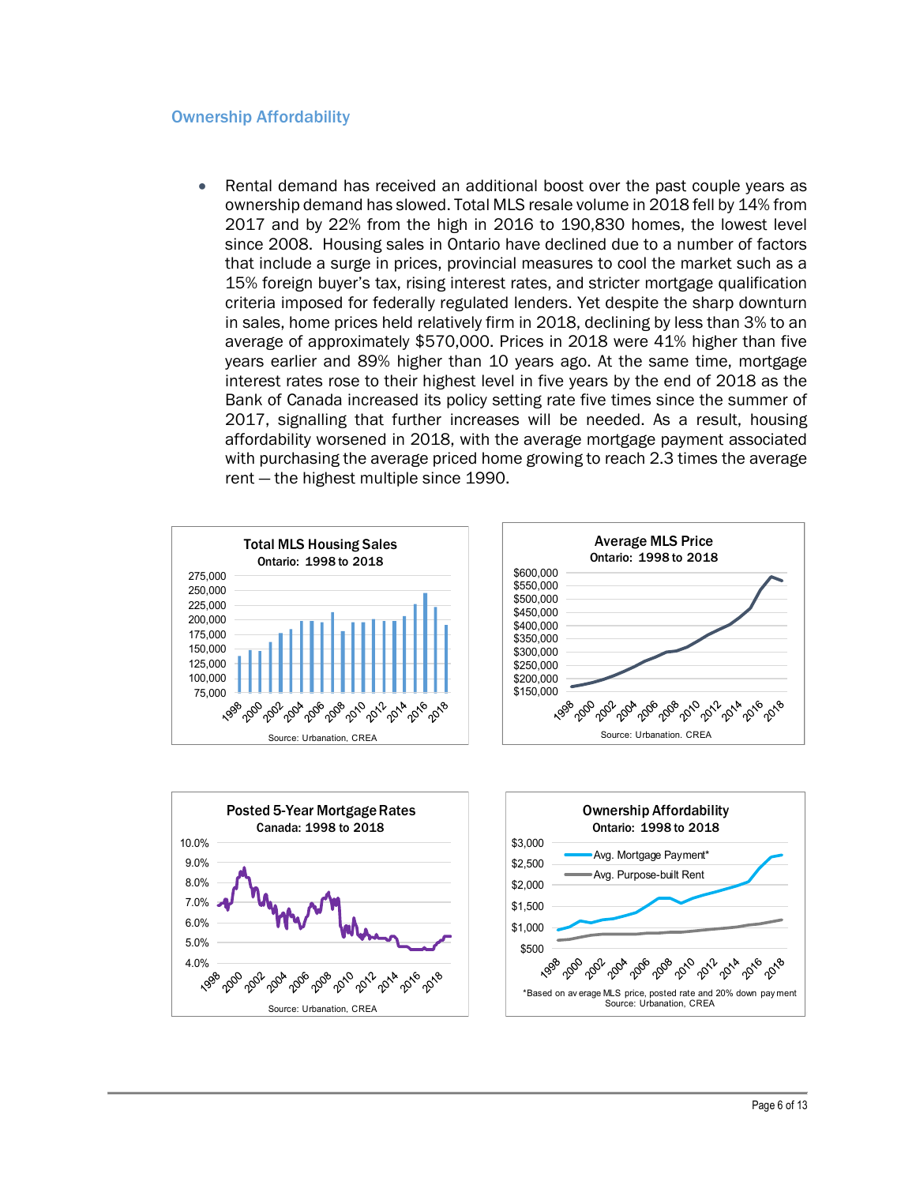## Ownership Affordability

- Rental demand has received an additional boost over the past couple years as ownership demand has slowed. Total MLS resale volume in 2018 fell by 14% from 2017 and by 22% from the high in 2016 to 190,830 homes, the lowest level since 2008. Housing sales in Ontario have declined due to a number of factors that include a surge in prices, provincial measures to cool the market such as a 15% foreign buyer's tax, rising interest rates, and stricter mortgage qualification criteria imposed for federally regulated lenders. Yet despite the sharp downturn in sales, home prices held relatively firm in 2018, declining by less than 3% to an average of approximately $570,000. Prices in 2018 were 41% higher than five years earlier and 89% higher than 10 years ago. At the same time, mortgage interest rates rose to their highest level in five years by the end of 2018 as the Bank of Canada increased its policy setting rate five times since the summer of 2017, signalling that further increases will be needed. As a result, housing affordability worsened in 2018, with the average mortgage payment associated with purchasing the average priced home growing to reach 2.3 times the average rent – the highest multiple since 1990.

**Total MLS Housing Sales**
Ontario: 1998 to 2018

Source: Urbanation, CREA

**Average MLS Price**
Ontario: 1998 to 2018

Source: Urbanation. CREA

**Posted 5-Year Mortgage Rates**
Canada: 1998 to 2018

Source: Urbanation, CREA

**Ownership Affordability**
Ontario: 1998 to 2018

*Based on average MLS price, posted rate and 20% down payment
Source: Urbanation, CREA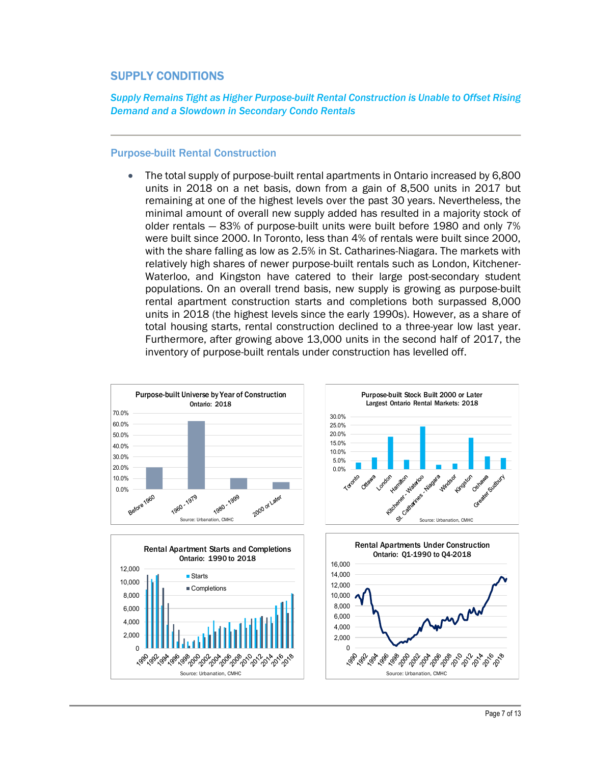## SUPPLY CONDITIONS

***Supply Remains Tight as Higher Purpose-built Rental Construction is Unable to Offset Rising Demand and a Slowdown in Secondary Condo Rentals***

### Purpose-built Rental Construction

- The total supply of purpose-built rental apartments in Ontario increased by 6,800 units in 2018 on a net basis, down from a gain of 8,500 units in 2017 but remaining at one of the highest levels over the past 30 years. Nevertheless, the minimal amount of overall new supply added has resulted in a majority stock of older rentals — 83% of purpose-built units were built before 1980 and only 7% were built since 2000. In Toronto, less than 4% of rentals were built since 2000, with the share falling as low as 2.5% in St. Catharines-Niagara. The markets with relatively high shares of newer purpose-built rentals such as London, Kitchener-Waterloo, and Kingston have catered to their large post-secondary student populations. On an overall trend basis, new supply is growing as purpose-built rental apartment construction starts and completions both surpassed 8,000 units in 2018 (the highest levels since the early 1990s). However, as a share of total housing starts, rental construction declined to a three-year low last year. Furthermore, after growing above 13,000 units in the second half of 2017, the inventory of purpose-built rentals under construction has levelled off.

**Purpose-built Universe by Year of Construction**
Ontario: 2018

Source: Urbanation, CMHC

**Purpose-built Stock Built 2000 or Later**
Largest Ontario Rental Markets: 2018

Source: Urbanation, CMHC

**Rental Apartment Starts and Completions**
Ontario: 1990 to 2018

Source: Urbanation, CMHC

**Rental Apartments Under Construction**
Ontario: Q1-1990 to Q4-2018

Source: Urbanation, CMHC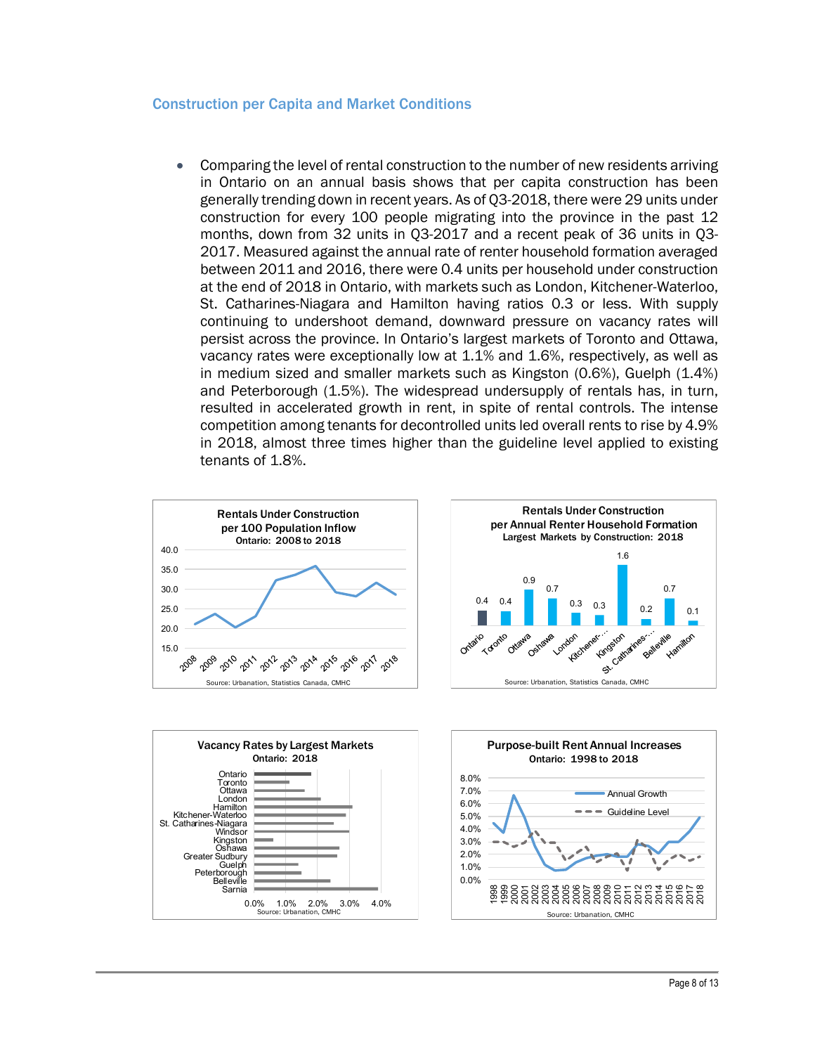## Construction per Capita and Market Conditions

- Comparing the level of rental construction to the number of new residents arriving in Ontario on an annual basis shows that per capita construction has been generally trending down in recent years. As of Q3-2018, there were 29 units under construction for every 100 people migrating into the province in the past 12 months, down from 32 units in Q3-2017 and a recent peak of 36 units in Q3-2017. Measured against the annual rate of renter household formation averaged between 2011 and 2016, there were 0.4 units per household under construction at the end of 2018 in Ontario, with markets such as London, Kitchener-Waterloo, St. Catharines-Niagara and Hamilton having ratios 0.3 or less. With supply continuing to undershoot demand, downward pressure on vacancy rates will persist across the province. In Ontario's largest markets of Toronto and Ottawa, vacancy rates were exceptionally low at 1.1% and 1.6%, respectively, as well as in medium sized and smaller markets such as Kingston (0.6%), Guelph (1.4%) and Peterborough (1.5%). The widespread undersupply of rentals has, in turn, resulted in accelerated growth in rent, in spite of rental controls. The intense competition among tenants for decontrolled units led overall rents to rise by 4.9% in 2018, almost three times higher than the guideline level applied to existing tenants of 1.8%.

**Rentals Under Construction per 100 Population Inflow**
Ontario: 2008 to 2018

Source: Urbanation, Statistics Canada, CMHC

**Rentals Under Construction per Annual Renter Household Formation**
Largest Markets by Construction: 2018

| Market | Ratio |
|---|---|
| Ontario | 0.4 |
| Toronto | 0.4 |
| Ottawa | 0.9 |
| Oshawa | 0.7 |
| London | 0.3 |
| Kitchener-... | 0.3 |
| Kingston | 1.6 |
| St. Catharines-... | 0.2 |
| Belleville | 0.7 |
| Hamilton | 0.1 |

Source: Urbanation, Statistics Canada, CMHC

**Vacancy Rates by Largest Markets**
Ontario: 2018

Markets: Ontario, Toronto, Ottawa, London, Hamilton, Kitchener-Waterloo, St. Catharines-Niagara, Windsor, Kingston, Oshawa, Greater Sudbury, Guelph, Peterborough, Belleville, Sarnia

Source: Urbanation, CMHC

**Purpose-built Rent Annual Increases**
Ontario: 1998 to 2018

Annual Growth; Guideline Level

Source: Urbanation, CMHC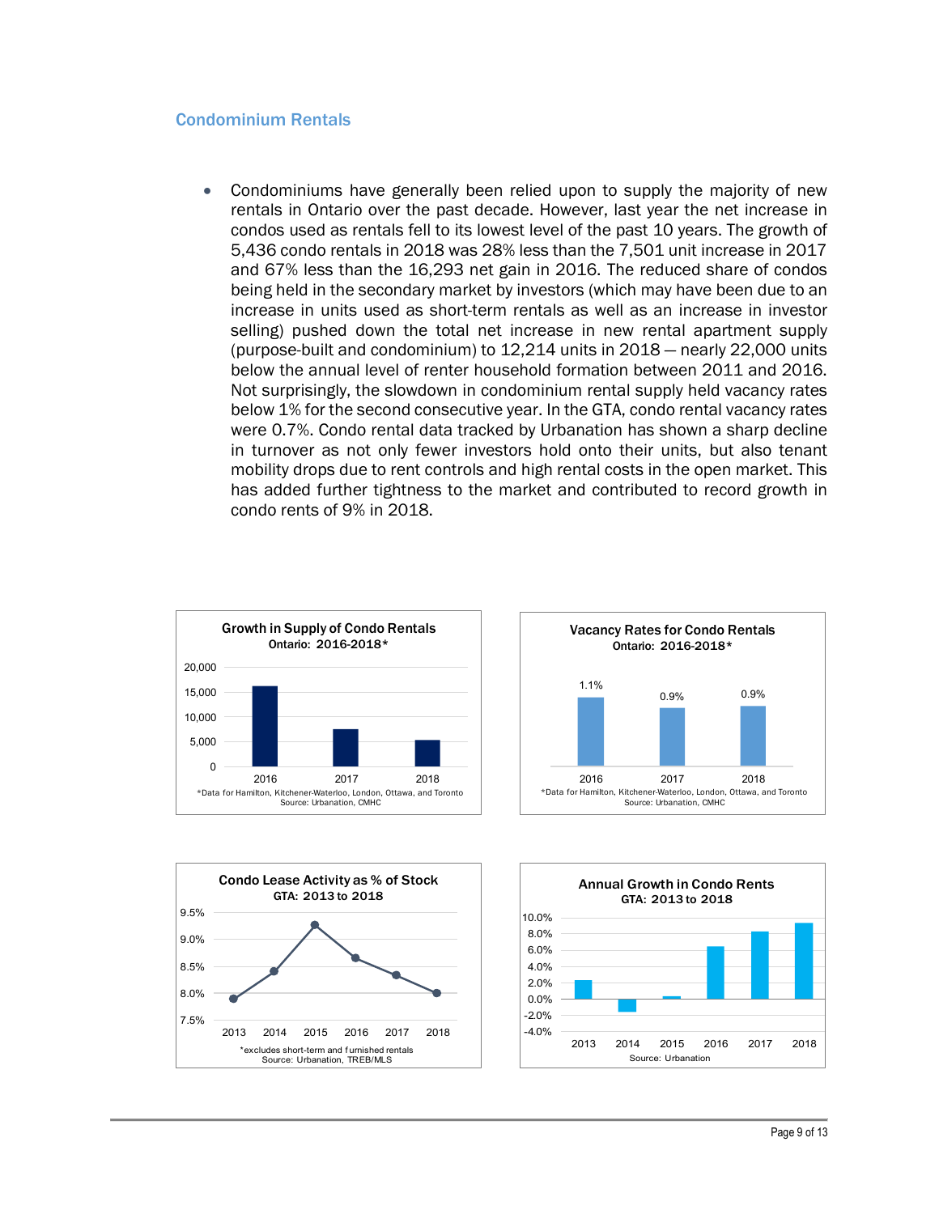## Condominium Rentals

- Condominiums have generally been relied upon to supply the majority of new rentals in Ontario over the past decade. However, last year the net increase in condos used as rentals fell to its lowest level of the past 10 years. The growth of 5,436 condo rentals in 2018 was 28% less than the 7,501 unit increase in 2017 and 67% less than the 16,293 net gain in 2016. The reduced share of condos being held in the secondary market by investors (which may have been due to an increase in units used as short-term rentals as well as an increase in investor selling) pushed down the total net increase in new rental apartment supply (purpose-built and condominium) to 12,214 units in 2018 — nearly 22,000 units below the annual level of renter household formation between 2011 and 2016. Not surprisingly, the slowdown in condominium rental supply held vacancy rates below 1% for the second consecutive year. In the GTA, condo rental vacancy rates were 0.7%. Condo rental data tracked by Urbanation has shown a sharp decline in turnover as not only fewer investors hold onto their units, but also tenant mobility drops due to rent controls and high rental costs in the open market. This has added further tightness to the market and contributed to record growth in condo rents of 9% in 2018.

**Growth in Supply of Condo Rentals**
**Ontario: 2016-2018***

| Year | Units |
|---|---|
| 2016 | 16,293 |
| 2017 | 7,501 |
| 2018 | 5,436 |

*Data for Hamilton, Kitchener-Waterloo, London, Ottawa, and Toronto
Source: Urbanation, CMHC

**Vacancy Rates for Condo Rentals**
**Ontario: 2016-2018***

| Year | Vacancy Rate |
|---|---|
| 2016 | 1.1% |
| 2017 | 0.9% |
| 2018 | 0.9% |

*Data for Hamilton, Kitchener-Waterloo, London, Ottawa, and Toronto
Source: Urbanation, CMHC

**Condo Lease Activity as % of Stock**
**GTA: 2013 to 2018**

*excludes short-term and furnished rentals
Source: Urbanation, TREB/MLS

**Annual Growth in Condo Rents**
**GTA: 2013 to 2018**

Source: Urbanation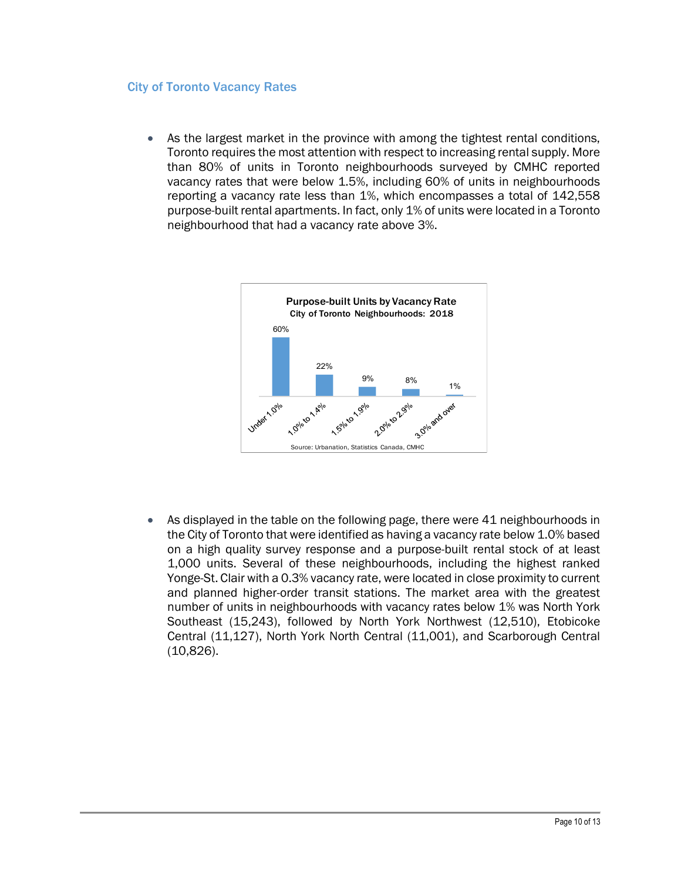## City of Toronto Vacancy Rates

- As the largest market in the province with among the tightest rental conditions, Toronto requires the most attention with respect to increasing rental supply. More than 80% of units in Toronto neighbourhoods surveyed by CMHC reported vacancy rates that were below 1.5%, including 60% of units in neighbourhoods reporting a vacancy rate less than 1%, which encompasses a total of 142,558 purpose-built rental apartments. In fact, only 1% of units were located in a Toronto neighbourhood that had a vacancy rate above 3%.

**Purpose-built Units by Vacancy Rate**
**City of Toronto Neighbourhoods: 2018**

| Vacancy Rate | Share of Units |
|---|---|
| Under 1.0% | 60% |
| 1.0% to 1.4% | 22% |
| 1.5% to 1.9% | 9% |
| 2.0% to 2.9% | 8% |
| 3.0% and over | 1% |

Source: Urbanation, Statistics Canada, CMHC

- As displayed in the table on the following page, there were 41 neighbourhoods in the City of Toronto that were identified as having a vacancy rate below 1.0% based on a high quality survey response and a purpose-built rental stock of at least 1,000 units. Several of these neighbourhoods, including the highest ranked Yonge-St. Clair with a 0.3% vacancy rate, were located in close proximity to current and planned higher-order transit stations. The market area with the greatest number of units in neighbourhoods with vacancy rates below 1% was North York Southeast (15,243), followed by North York Northwest (12,510), Etobicoke Central (11,127), North York North Central (11,001), and Scarborough Central (10,826).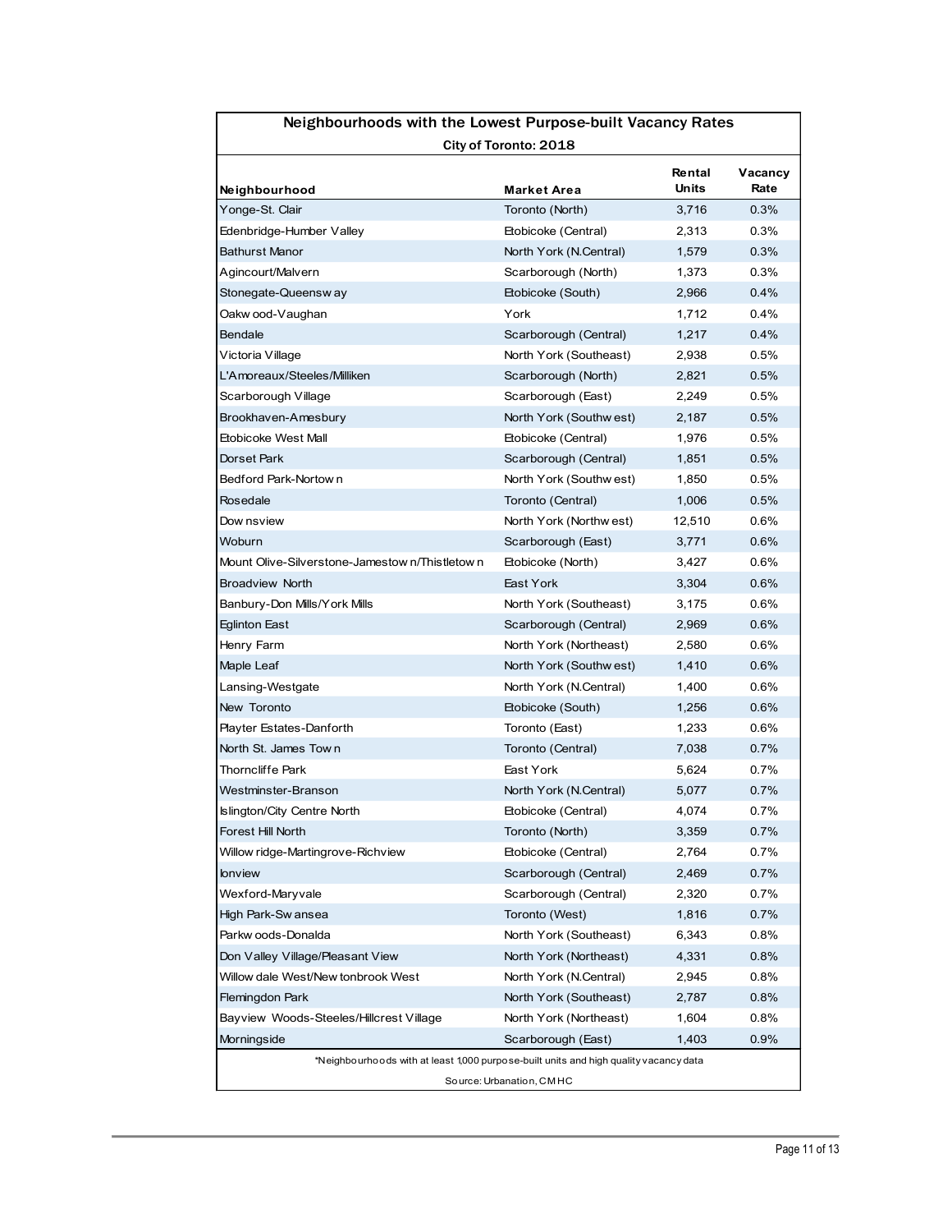## Neighbourhoods with the Lowest Purpose-built Vacancy Rates

**City of Toronto: 2018**

| Neighbourhood | Market Area | Rental Units | Vacancy Rate |
|---|---|---|---|
| Yonge-St. Clair | Toronto (North) | 3,716 | 0.3% |
| Edenbridge-Humber Valley | Etobicoke (Central) | 2,313 | 0.3% |
| Bathurst Manor | North York (N.Central) | 1,579 | 0.3% |
| Agincourt/Malvern | Scarborough (North) | 1,373 | 0.3% |
| Stonegate-Queensway | Etobicoke (South) | 2,966 | 0.4% |
| Oakwood-Vaughan | York | 1,712 | 0.4% |
| Bendale | Scarborough (Central) | 1,217 | 0.4% |
| Victoria Village | North York (Southeast) | 2,938 | 0.5% |
| L'Amoreaux/Steeles/Milliken | Scarborough (North) | 2,821 | 0.5% |
| Scarborough Village | Scarborough (East) | 2,249 | 0.5% |
| Brookhaven-Amesbury | North York (Southwest) | 2,187 | 0.5% |
| Etobicoke West Mall | Etobicoke (Central) | 1,976 | 0.5% |
| Dorset Park | Scarborough (Central) | 1,851 | 0.5% |
| Bedford Park-Nortown | North York (Southwest) | 1,850 | 0.5% |
| Rosedale | Toronto (Central) | 1,006 | 0.5% |
| Downsview | North York (Northwest) | 12,510 | 0.6% |
| Woburn | Scarborough (East) | 3,771 | 0.6% |
| Mount Olive-Silverstone-Jamestown/Thistletown | Etobicoke (North) | 3,427 | 0.6% |
| Broadview North | East York | 3,304 | 0.6% |
| Banbury-Don Mills/York Mills | North York (Southeast) | 3,175 | 0.6% |
| Eglinton East | Scarborough (Central) | 2,969 | 0.6% |
| Henry Farm | North York (Northeast) | 2,580 | 0.6% |
| Maple Leaf | North York (Southwest) | 1,410 | 0.6% |
| Lansing-Westgate | North York (N.Central) | 1,400 | 0.6% |
| New Toronto | Etobicoke (South) | 1,256 | 0.6% |
| Playter Estates-Danforth | Toronto (East) | 1,233 | 0.6% |
| North St. James Town | Toronto (Central) | 7,038 | 0.7% |
| Thorncliffe Park | East York | 5,624 | 0.7% |
| Westminster-Branson | North York (N.Central) | 5,077 | 0.7% |
| Islington/City Centre North | Etobicoke (Central) | 4,074 | 0.7% |
| Forest Hill North | Toronto (North) | 3,359 | 0.7% |
| Willowridge-Martingrove-Richview | Etobicoke (Central) | 2,764 | 0.7% |
| Ionview | Scarborough (Central) | 2,469 | 0.7% |
| Wexford-Maryvale | Scarborough (Central) | 2,320 | 0.7% |
| High Park-Swansea | Toronto (West) | 1,816 | 0.7% |
| Parkwoods-Donalda | North York (Southeast) | 6,343 | 0.8% |
| Don Valley Village/Pleasant View | North York (Northeast) | 4,331 | 0.8% |
| Willowdale West/Newtonbrook West | North York (N.Central) | 2,945 | 0.8% |
| Flemingdon Park | North York (Southeast) | 2,787 | 0.8% |
| Bayview Woods-Steeles/Hillcrest Village | North York (Northeast) | 1,604 | 0.8% |
| Morningside | Scarborough (East) | 1,403 | 0.9% |

*Neighbourhoods with at least 1,000 purpose-built units and high quality vacancy data

Source: Urbanation, CMHC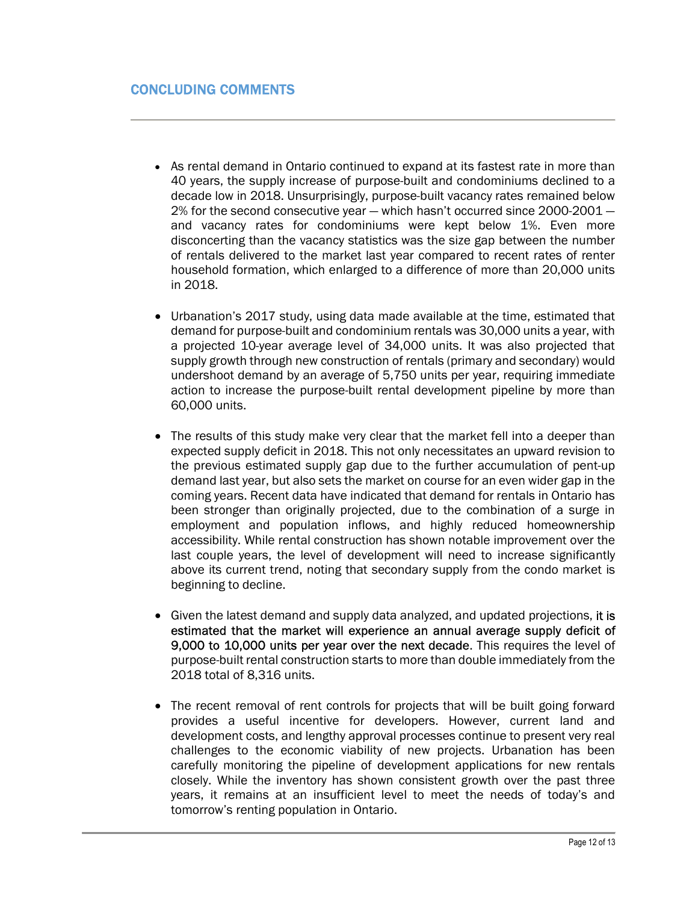## CONCLUDING COMMENTS

- As rental demand in Ontario continued to expand at its fastest rate in more than 40 years, the supply increase of purpose-built and condominiums declined to a decade low in 2018. Unsurprisingly, purpose-built vacancy rates remained below 2% for the second consecutive year — which hasn't occurred since 2000-2001 — and vacancy rates for condominiums were kept below 1%. Even more disconcerting than the vacancy statistics was the size gap between the number of rentals delivered to the market last year compared to recent rates of renter household formation, which enlarged to a difference of more than 20,000 units in 2018.

- Urbanation's 2017 study, using data made available at the time, estimated that demand for purpose-built and condominium rentals was 30,000 units a year, with a projected 10-year average level of 34,000 units. It was also projected that supply growth through new construction of rentals (primary and secondary) would undershoot demand by an average of 5,750 units per year, requiring immediate action to increase the purpose-built rental development pipeline by more than 60,000 units.

- The results of this study make very clear that the market fell into a deeper than expected supply deficit in 2018. This not only necessitates an upward revision to the previous estimated supply gap due to the further accumulation of pent-up demand last year, but also sets the market on course for an even wider gap in the coming years. Recent data have indicated that demand for rentals in Ontario has been stronger than originally projected, due to the combination of a surge in employment and population inflows, and highly reduced homeownership accessibility. While rental construction has shown notable improvement over the last couple years, the level of development will need to increase significantly above its current trend, noting that secondary supply from the condo market is beginning to decline.

- Given the latest demand and supply data analyzed, and updated projections, it is estimated that the market will experience an annual average supply deficit of 9,000 to 10,000 units per year over the next decade. This requires the level of purpose-built rental construction starts to more than double immediately from the 2018 total of 8,316 units.

- The recent removal of rent controls for projects that will be built going forward provides a useful incentive for developers. However, current land and development costs, and lengthy approval processes continue to present very real challenges to the economic viability of new projects. Urbanation has been carefully monitoring the pipeline of development applications for new rentals closely. While the inventory has shown consistent growth over the past three years, it remains at an insufficient level to meet the needs of today's and tomorrow's renting population in Ontario.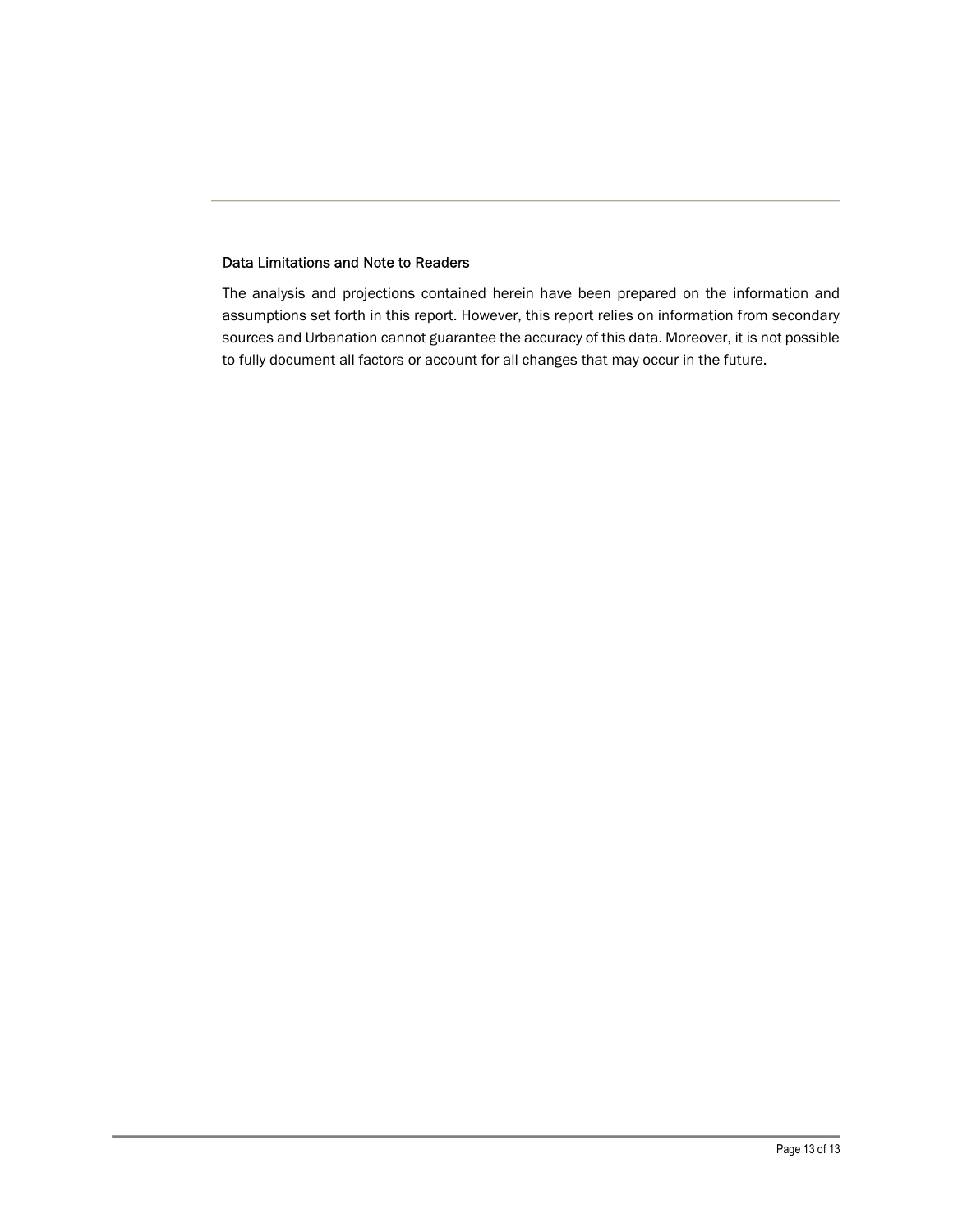## Data Limitations and Note to Readers

The analysis and projections contained herein have been prepared on the information and assumptions set forth in this report. However, this report relies on information from secondary sources and Urbanation cannot guarantee the accuracy of this data. Moreover, it is not possible to fully document all factors or account for all changes that may occur in the future.